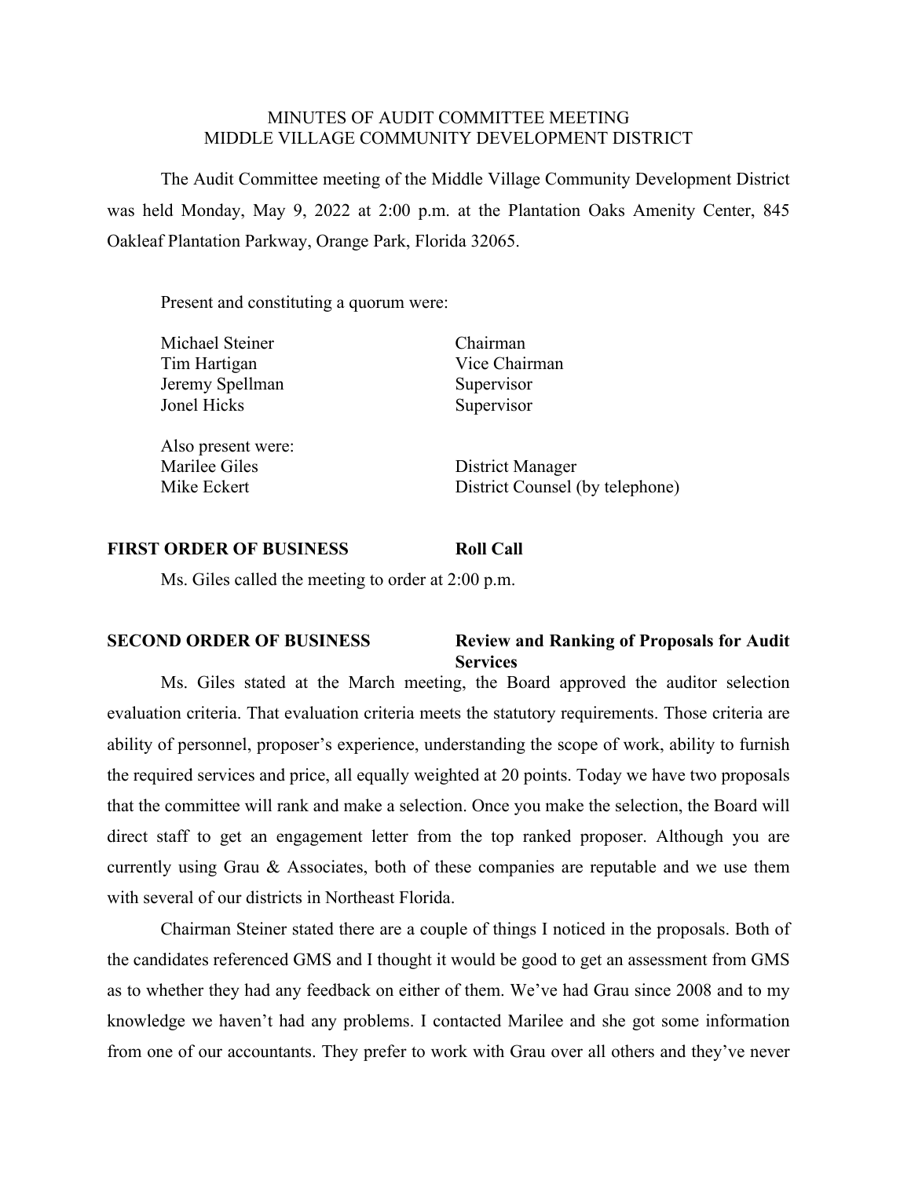# MINUTES OF AUDIT COMMITTEE MEETING
# MIDDLE VILLAGE COMMUNITY DEVELOPMENT DISTRICT

The Audit Committee meeting of the Middle Village Community Development District was held Monday, May 9, 2022 at 2:00 p.m. at the Plantation Oaks Amenity Center, 845 Oakleaf Plantation Parkway, Orange Park, Florida 32065.

Present and constituting a quorum were:

| | |
|---|---|
| Michael Steiner | Chairman |
| Tim Hartigan | Vice Chairman |
| Jeremy Spellman | Supervisor |
| Jonel Hicks | Supervisor |

Also present were:

| | |
|---|---|
| Marilee Giles | District Manager |
| Mike Eckert | District Counsel (by telephone) |

**FIRST ORDER OF BUSINESS** **Roll Call**

Ms. Giles called the meeting to order at 2:00 p.m.

**SECOND ORDER OF BUSINESS** **Review and Ranking of Proposals for Audit Services**

Ms. Giles stated at the March meeting, the Board approved the auditor selection evaluation criteria. That evaluation criteria meets the statutory requirements. Those criteria are ability of personnel, proposer's experience, understanding the scope of work, ability to furnish the required services and price, all equally weighted at 20 points. Today we have two proposals that the committee will rank and make a selection. Once you make the selection, the Board will direct staff to get an engagement letter from the top ranked proposer. Although you are currently using Grau & Associates, both of these companies are reputable and we use them with several of our districts in Northeast Florida.

Chairman Steiner stated there are a couple of things I noticed in the proposals. Both of the candidates referenced GMS and I thought it would be good to get an assessment from GMS as to whether they had any feedback on either of them. We've had Grau since 2008 and to my knowledge we haven't had any problems. I contacted Marilee and she got some information from one of our accountants. They prefer to work with Grau over all others and they've never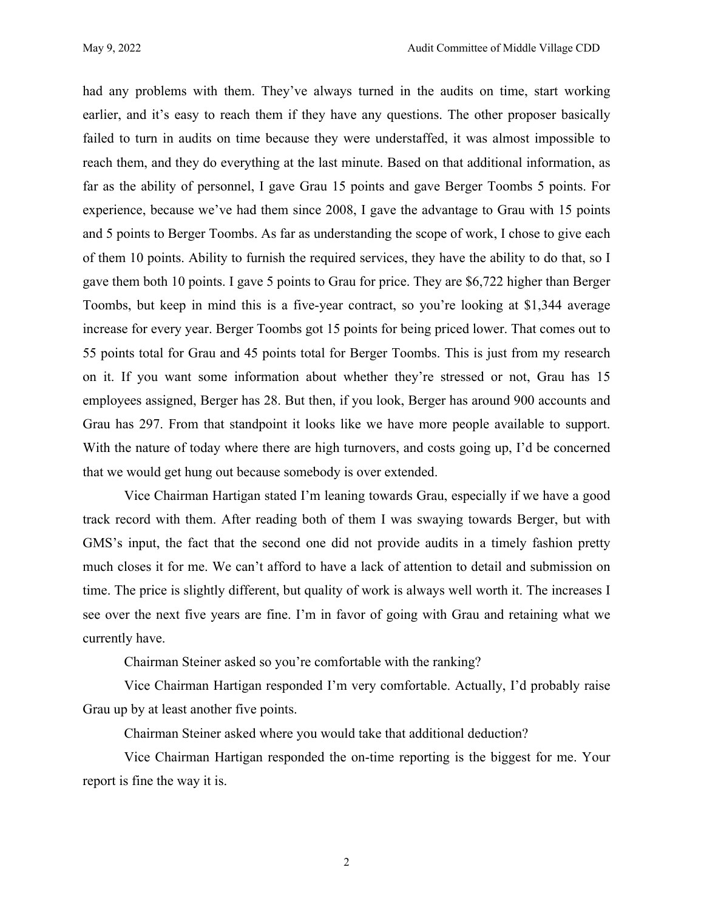had any problems with them. They've always turned in the audits on time, start working earlier, and it's easy to reach them if they have any questions. The other proposer basically failed to turn in audits on time because they were understaffed, it was almost impossible to reach them, and they do everything at the last minute. Based on that additional information, as far as the ability of personnel, I gave Grau 15 points and gave Berger Toombs 5 points. For experience, because we've had them since 2008, I gave the advantage to Grau with 15 points and 5 points to Berger Toombs. As far as understanding the scope of work, I chose to give each of them 10 points. Ability to furnish the required services, they have the ability to do that, so I gave them both 10 points. I gave 5 points to Grau for price. They are $6,722 higher than Berger Toombs, but keep in mind this is a five-year contract, so you're looking at $1,344 average increase for every year. Berger Toombs got 15 points for being priced lower. That comes out to 55 points total for Grau and 45 points total for Berger Toombs. This is just from my research on it. If you want some information about whether they're stressed or not, Grau has 15 employees assigned, Berger has 28. But then, if you look, Berger has around 900 accounts and Grau has 297. From that standpoint it looks like we have more people available to support. With the nature of today where there are high turnovers, and costs going up, I'd be concerned that we would get hung out because somebody is over extended.

Vice Chairman Hartigan stated I'm leaning towards Grau, especially if we have a good track record with them. After reading both of them I was swaying towards Berger, but with GMS's input, the fact that the second one did not provide audits in a timely fashion pretty much closes it for me. We can't afford to have a lack of attention to detail and submission on time. The price is slightly different, but quality of work is always well worth it. The increases I see over the next five years are fine. I'm in favor of going with Grau and retaining what we currently have.

Chairman Steiner asked so you're comfortable with the ranking?

Vice Chairman Hartigan responded I'm very comfortable. Actually, I'd probably raise Grau up by at least another five points.

Chairman Steiner asked where you would take that additional deduction?

Vice Chairman Hartigan responded the on-time reporting is the biggest for me. Your report is fine the way it is.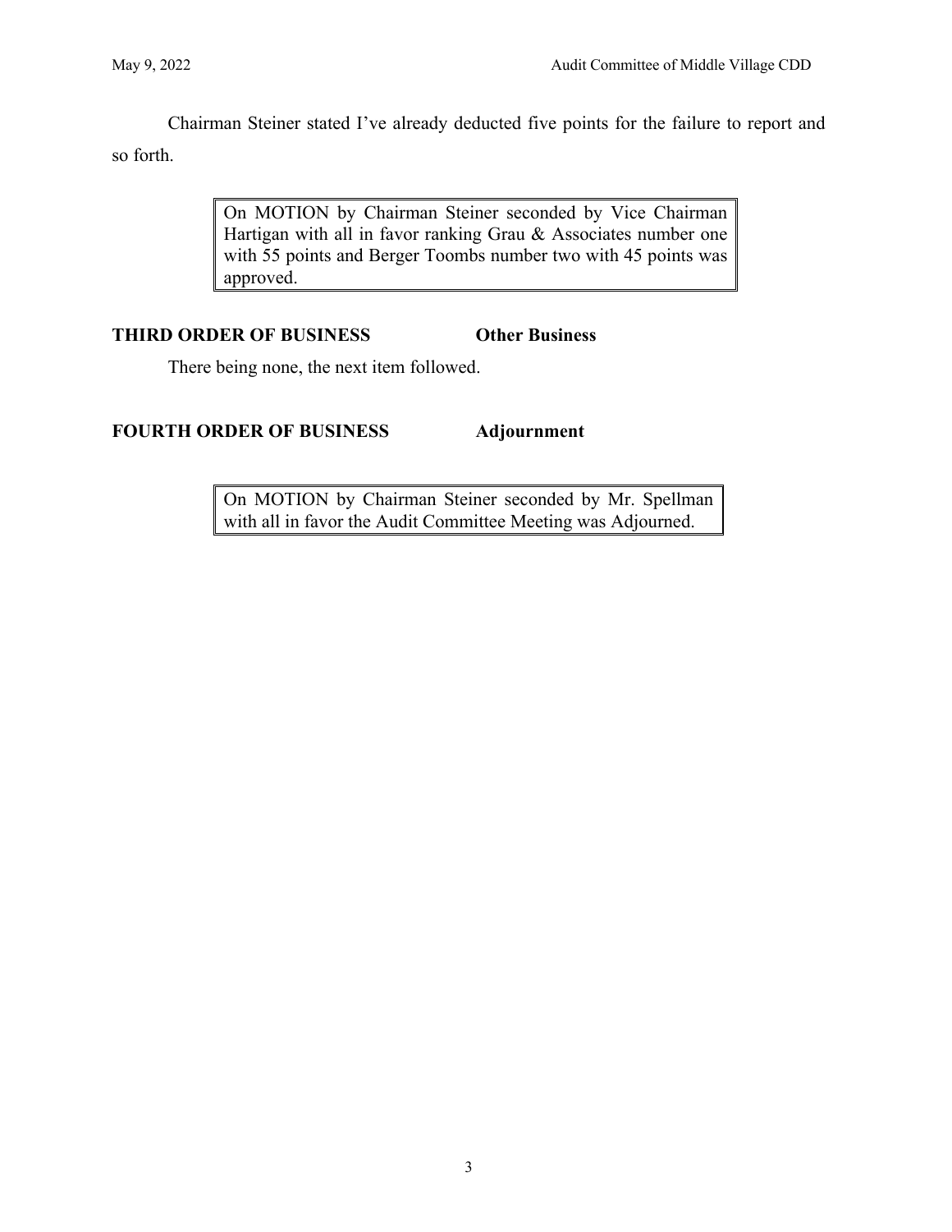Chairman Steiner stated I've already deducted five points for the failure to report and so forth.

> On MOTION by Chairman Steiner seconded by Vice Chairman Hartigan with all in favor ranking Grau & Associates number one with 55 points and Berger Toombs number two with 45 points was approved.

**THIRD ORDER OF BUSINESS** **Other Business**

There being none, the next item followed.

**FOURTH ORDER OF BUSINESS** **Adjournment**

> On MOTION by Chairman Steiner seconded by Mr. Spellman with all in favor the Audit Committee Meeting was Adjourned.